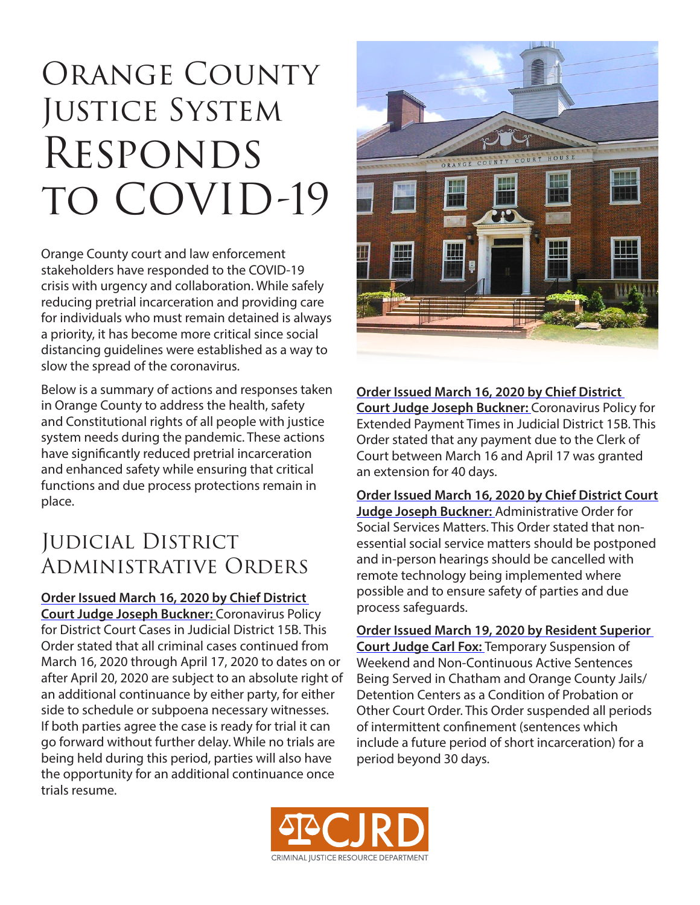# Orange County Justice System Responds to COVID-19

Orange County court and law enforcement stakeholders have responded to the COVID-19 crisis with urgency and collaboration. While safely reducing pretrial incarceration and providing care for individuals who must remain detained is always a priority, it has become more critical since social distancing guidelines were established as a way to slow the spread of the coronavirus.

Below is a summary of actions and responses taken in Orange County to address the health, safety and Constitutional rights of all people with justice system needs during the pandemic. These actions have significantly reduced pretrial incarceration and enhanced safety while ensuring that critical functions and due process protections remain in place.

## Judicial District Administrative Orders

**Order Issued March 16, 2020 by Chief District Court Judge Joseph Buckner:** Coronavirus Policy for District Court Cases in Judicial District 15B. This Order stated that all criminal cases continued from March 16, 2020 through April 17, 2020 to dates on or after April 20, 2020 are subject to an absolute right of an additional continuance by either party, for either side to schedule or subpoena necessary witnesses. If both parties agree the case is ready for trial it can go forward without further delay. While no trials are being held during this period, parties will also have the opportunity for an additional continuance once trials resume.

**Order Issued March 16, 2020 by Chief District Court Judge Joseph Buckner:** Coronavirus Policy for Extended Payment Times in Judicial District 15B. This Order stated that any payment due to the Clerk of Court between March 16 and April 17 was granted an extension for 40 days.

**Order Issued March 16, 2020 by Chief District Court Judge Joseph Buckner:** Administrative Order for Social Services Matters. This Order stated that non-essential social service matters should be postponed and in-person hearings should be cancelled with remote technology being implemented where possible and to ensure safety of parties and due process safeguards.

**Order Issued March 19, 2020 by Resident Superior Court Judge Carl Fox:** Temporary Suspension of Weekend and Non-Continuous Active Sentences Being Served in Chatham and Orange County Jails/ Detention Centers as a Condition of Probation or Other Court Order. This Order suspended all periods of intermittent confinement (sentences which include a future period of short incarceration) for a period beyond 30 days.

CJRD
CRIMINAL JUSTICE RESOURCE DEPARTMENT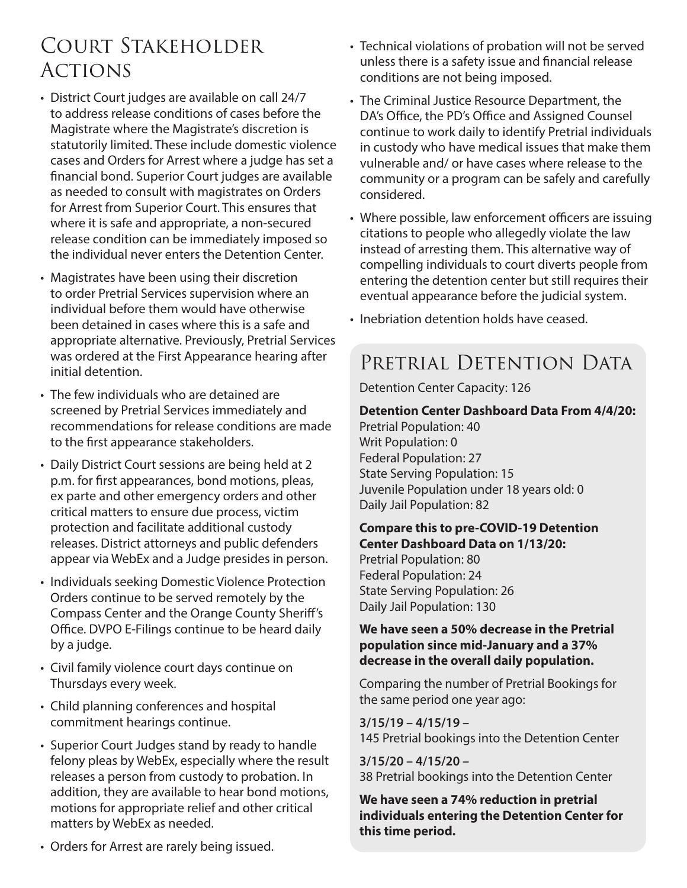## Court Stakeholder Actions

- District Court judges are available on call 24/7 to address release conditions of cases before the Magistrate where the Magistrate's discretion is statutorily limited. These include domestic violence cases and Orders for Arrest where a judge has set a financial bond. Superior Court judges are available as needed to consult with magistrates on Orders for Arrest from Superior Court. This ensures that where it is safe and appropriate, a non-secured release condition can be immediately imposed so the individual never enters the Detention Center.
- Magistrates have been using their discretion to order Pretrial Services supervision where an individual before them would have otherwise been detained in cases where this is a safe and appropriate alternative. Previously, Pretrial Services was ordered at the First Appearance hearing after initial detention.
- The few individuals who are detained are screened by Pretrial Services immediately and recommendations for release conditions are made to the first appearance stakeholders.
- Daily District Court sessions are being held at 2 p.m. for first appearances, bond motions, pleas, ex parte and other emergency orders and other critical matters to ensure due process, victim protection and facilitate additional custody releases. District attorneys and public defenders appear via WebEx and a Judge presides in person.
- Individuals seeking Domestic Violence Protection Orders continue to be served remotely by the Compass Center and the Orange County Sheriff's Office. DVPO E-Filings continue to be heard daily by a judge.
- Civil family violence court days continue on Thursdays every week.
- Child planning conferences and hospital commitment hearings continue.
- Superior Court Judges stand by ready to handle felony pleas by WebEx, especially where the result releases a person from custody to probation. In addition, they are available to hear bond motions, motions for appropriate relief and other critical matters by WebEx as needed.
- Orders for Arrest are rarely being issued.
- Technical violations of probation will not be served unless there is a safety issue and financial release conditions are not being imposed.
- The Criminal Justice Resource Department, the DA's Office, the PD's Office and Assigned Counsel continue to work daily to identify Pretrial individuals in custody who have medical issues that make them vulnerable and/ or have cases where release to the community or a program can be safely and carefully considered.
- Where possible, law enforcement officers are issuing citations to people who allegedly violate the law instead of arresting them. This alternative way of compelling individuals to court diverts people from entering the detention center but still requires their eventual appearance before the judicial system.
- Inebriation detention holds have ceased.

## Pretrial Detention Data

Detention Center Capacity: 126

**Detention Center Dashboard Data From 4/4/20:**
Pretrial Population: 40
Writ Population: 0
Federal Population: 27
State Serving Population: 15
Juvenile Population under 18 years old: 0
Daily Jail Population: 82

**Compare this to pre-COVID-19 Detention Center Dashboard Data on 1/13/20:**
Pretrial Population: 80
Federal Population: 24
State Serving Population: 26
Daily Jail Population: 130

**We have seen a 50% decrease in the Pretrial population since mid-January and a 37% decrease in the overall daily population.**

Comparing the number of Pretrial Bookings for the same period one year ago:

**3/15/19 – 4/15/19 –**
145 Pretrial bookings into the Detention Center

**3/15/20 – 4/15/20 –**
38 Pretrial bookings into the Detention Center

**We have seen a 74% reduction in pretrial individuals entering the Detention Center for this time period.**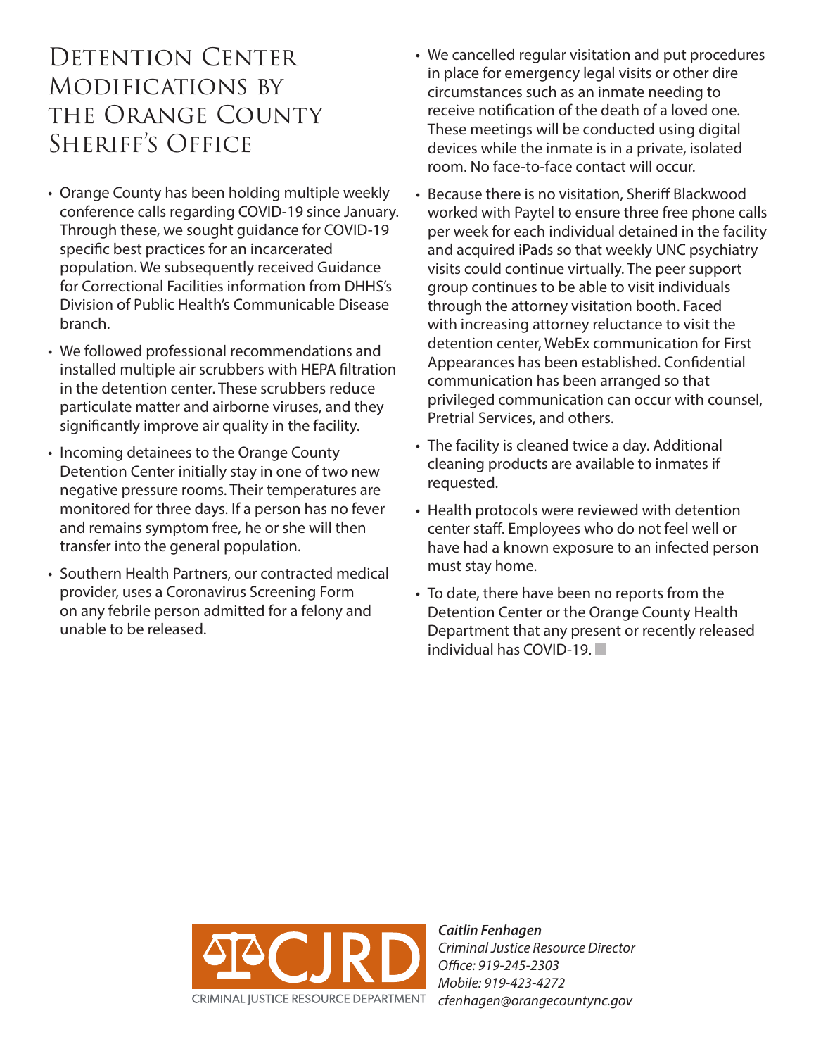# Detention Center Modifications by the Orange County Sheriff's Office

- Orange County has been holding multiple weekly conference calls regarding COVID-19 since January. Through these, we sought guidance for COVID-19 specific best practices for an incarcerated population. We subsequently received Guidance for Correctional Facilities information from DHHS's Division of Public Health's Communicable Disease branch.
- We followed professional recommendations and installed multiple air scrubbers with HEPA filtration in the detention center. These scrubbers reduce particulate matter and airborne viruses, and they significantly improve air quality in the facility.
- Incoming detainees to the Orange County Detention Center initially stay in one of two new negative pressure rooms. Their temperatures are monitored for three days. If a person has no fever and remains symptom free, he or she will then transfer into the general population.
- Southern Health Partners, our contracted medical provider, uses a Coronavirus Screening Form on any febrile person admitted for a felony and unable to be released.
- We cancelled regular visitation and put procedures in place for emergency legal visits or other dire circumstances such as an inmate needing to receive notification of the death of a loved one. These meetings will be conducted using digital devices while the inmate is in a private, isolated room. No face-to-face contact will occur.
- Because there is no visitation, Sheriff Blackwood worked with Paytel to ensure three free phone calls per week for each individual detained in the facility and acquired iPads so that weekly UNC psychiatry visits could continue virtually. The peer support group continues to be able to visit individuals through the attorney visitation booth. Faced with increasing attorney reluctance to visit the detention center, WebEx communication for First Appearances has been established. Confidential communication has been arranged so that privileged communication can occur with counsel, Pretrial Services, and others.
- The facility is cleaned twice a day. Additional cleaning products are available to inmates if requested.
- Health protocols were reviewed with detention center staff. Employees who do not feel well or have had a known exposure to an infected person must stay home.
- To date, there have been no reports from the Detention Center or the Orange County Health Department that any present or recently released individual has COVID-19.

CJRD
CRIMINAL JUSTICE RESOURCE DEPARTMENT

***Caitlin Fenhagen***
*Criminal Justice Resource Director*
*Office: 919-245-2303*
*Mobile: 919-423-4272*
*cfenhagen@orangecountync.gov*